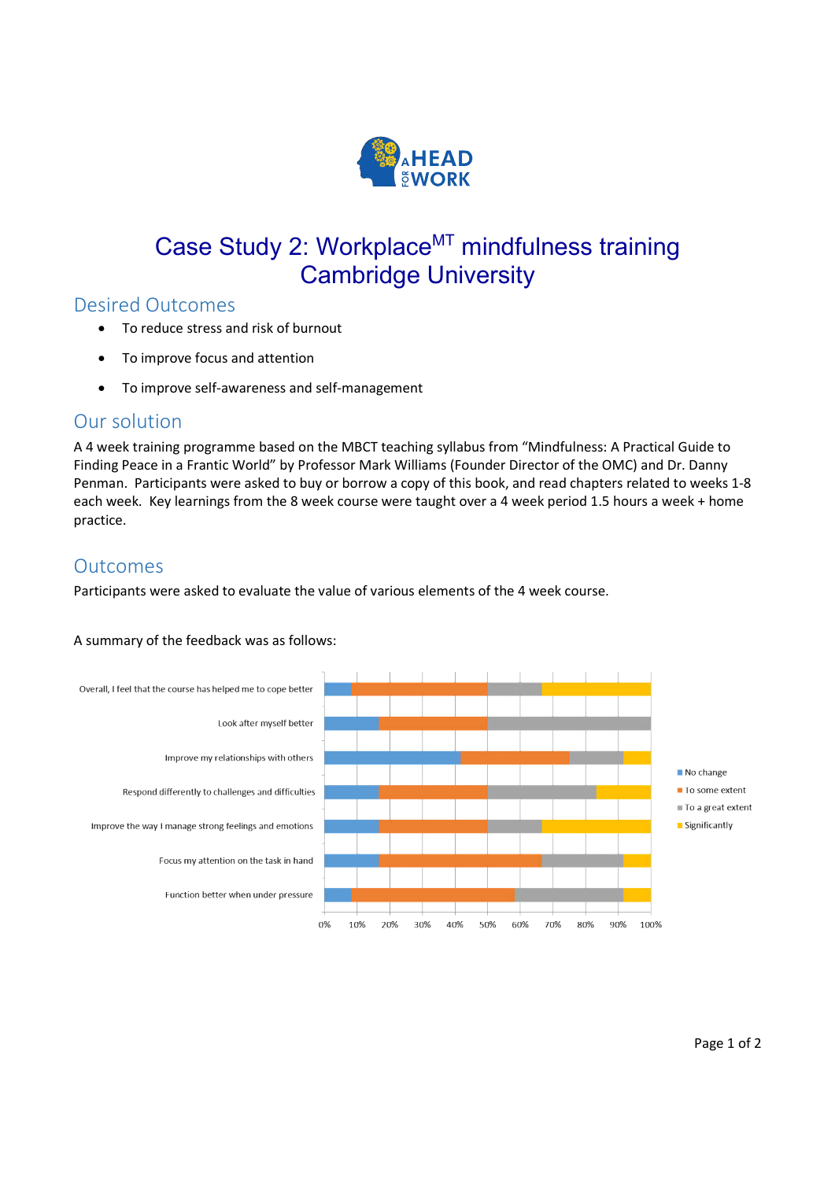# Case Study 2: Workplace$^{MT}$ mindfulness training Cambridge University

## Desired Outcomes

- To reduce stress and risk of burnout
- To improve focus and attention
- To improve self-awareness and self-management

## Our solution

A 4 week training programme based on the MBCT teaching syllabus from "Mindfulness: A Practical Guide to Finding Peace in a Frantic World" by Professor Mark Williams (Founder Director of the OMC) and Dr. Danny Penman. Participants were asked to buy or borrow a copy of this book, and read chapters related to weeks 1-8 each week. Key learnings from the 8 week course were taught over a 4 week period 1.5 hours a week + home practice.

## Outcomes

Participants were asked to evaluate the value of various elements of the 4 week course.

A summary of the feedback was as follows:

Overall, I feel that the course has helped me to cope better

Look after myself better

Improve my relationships with others

Respond differently to challenges and difficulties

Improve the way I manage strong feelings and emotions

Focus my attention on the task in hand

Function better when under pressure

0% 10% 20% 30% 40% 50% 60% 70% 80% 90% 100%

No change

To some extent

To a great extent

Significantly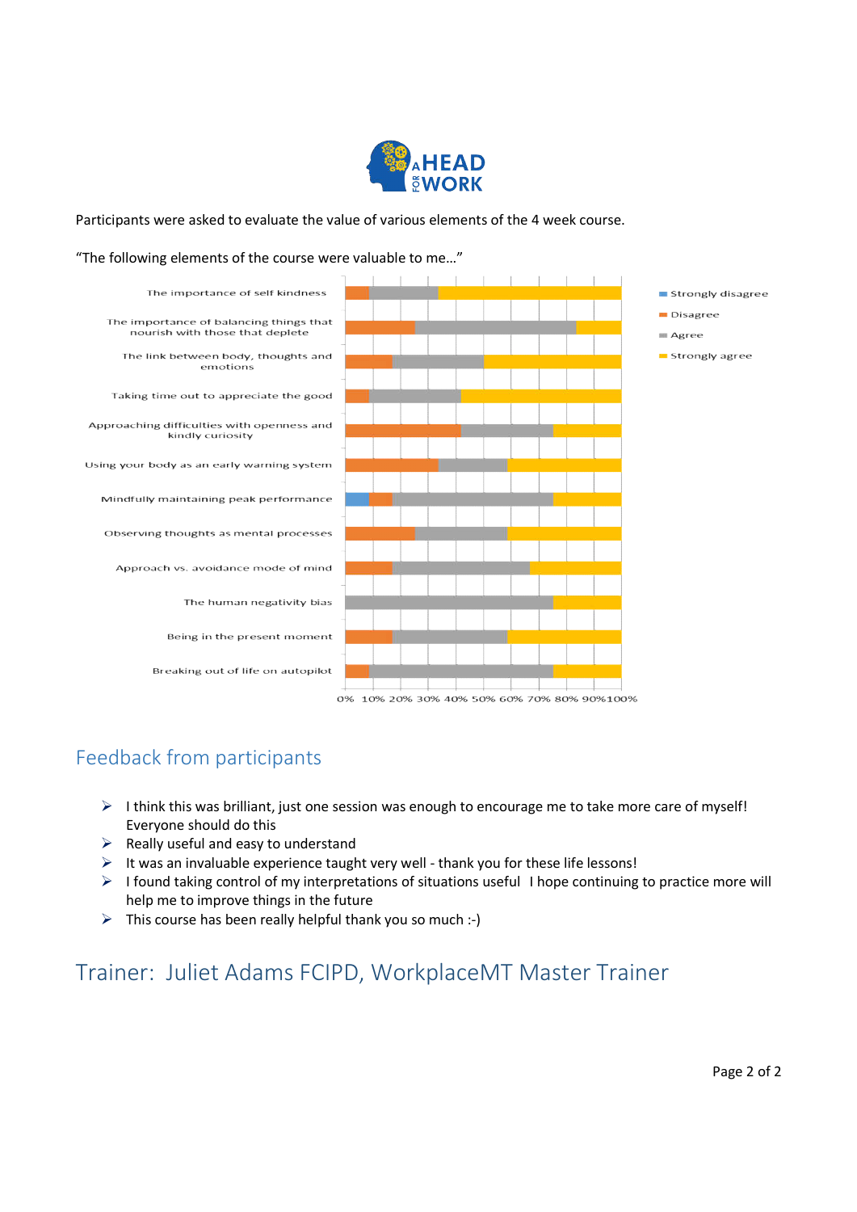AHEAD FOR WORK

Participants were asked to evaluate the value of various elements of the 4 week course.

"The following elements of the course were valuable to me…"

The importance of self kindness
The importance of balancing things that nourish with those that deplete
The link between body, thoughts and emotions
Taking time out to appreciate the good
Approaching difficulties with openness and kindly curiosity
Using your body as an early warning system
Mindfully maintaining peak performance
Observing thoughts as mental processes
Approach vs. avoidance mode of mind
The human negativity bias
Being in the present moment
Breaking out of life on autopilot

0% 10% 20% 30% 40% 50% 60% 70% 80% 90% 100%

Strongly disagree
Disagree
Agree
Strongly agree

## Feedback from participants

- I think this was brilliant, just one session was enough to encourage me to take more care of myself! Everyone should do this
- Really useful and easy to understand
- It was an invaluable experience taught very well - thank you for these life lessons!
- I found taking control of my interpretations of situations useful  I hope continuing to practice more will help me to improve things in the future
- This course has been really helpful thank you so much :-)

## Trainer: Juliet Adams FCIPD, WorkplaceMT Master Trainer